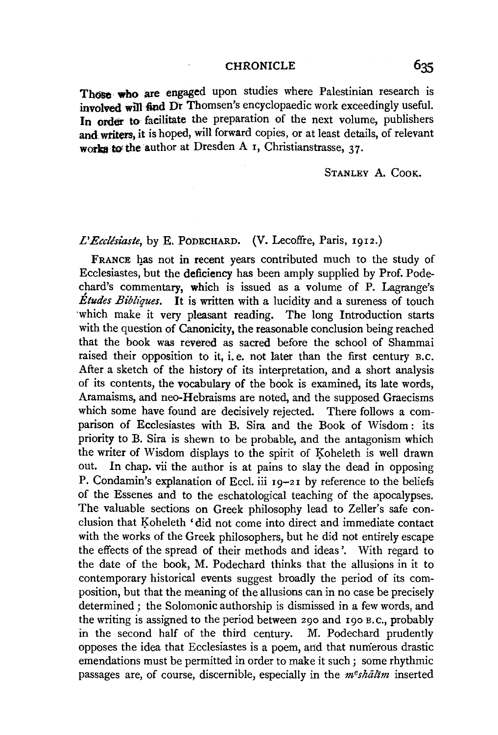Those who are engaged upon studies where Palestinian research is involved will find Dr Thomsen's encyclopaedic work exceedingly useful. In order to facilitate the preparation of the next volume, publishers and writers, it is hoped, will forward copies, or at least details, of relevant works to the author at Dresden A 1, Christianstrasse, 37.

STANLEY A. COOK.

*L'Ecclésiaste*, by E. PODECHARD. (V. Lecoffre, Paris, 1912.)

FRANCE has not in recent years contributed much to the study of Ecclesiastes, but the deficiency has been amply supplied by Prof. Podechard's commentary, which is issued as a volume of P. Lagrange's *Études Bibliques*. It is written with a lucidity and a sureness of touch which make it very pleasant reading. The long Introduction starts with the question of Canonicity, the reasonable conclusion being reached that the book was revered as sacred before the school of Shammai raised their opposition to it, i. e. not later than the first century B.C. After a sketch of the history of its interpretation, and a short analysis of its contents, the vocabulary of the book is examined, its late words, Aramaisms, and neo-Hebraisms are noted, and the supposed Graecisms which some have found are decisively rejected. There follows a comparison of Ecclesiastes with B. Sira and the Book of Wisdom: its priority to B. Sira is shewn to be probable, and the antagonism which the writer of Wisdom displays to the spirit of Ḳoheleth is well drawn out. In chap. vii the author is at pains to slay the dead in opposing P. Condamin's explanation of Eccl. iii 19–21 by reference to the beliefs of the Essenes and to the eschatological teaching of the apocalypses. The valuable sections on Greek philosophy lead to Zeller's safe conclusion that Ḳoheleth 'did not come into direct and immediate contact with the works of the Greek philosophers, but he did not entirely escape the effects of the spread of their methods and ideas'. With regard to the date of the book, M. Podechard thinks that the allusions in it to contemporary historical events suggest broadly the period of its composition, but that the meaning of the allusions can in no case be precisely determined; the Solomonic authorship is dismissed in a few words, and the writing is assigned to the period between 290 and 190 B.C., probably in the second half of the third century. M. Podechard prudently opposes the idea that Ecclesiastes is a poem, and that numerous drastic emendations must be permitted in order to make it such; some rhythmic passages are, of course, discernible, especially in the *meshālīm* inserted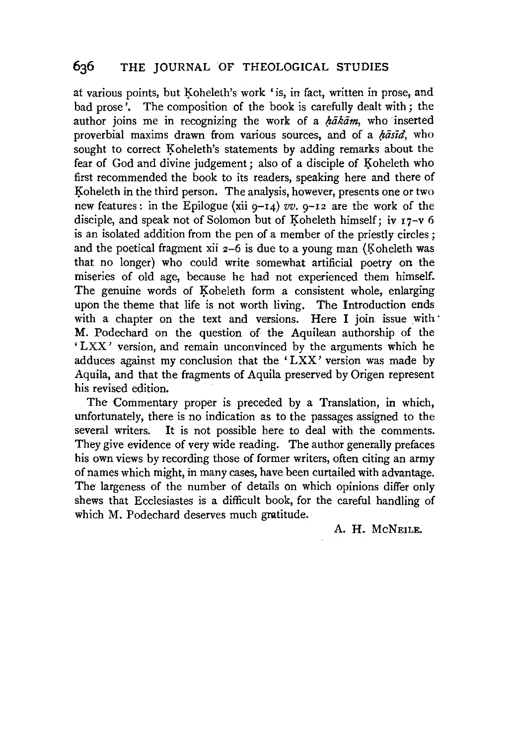at various points, but Ḳoheleth's work 'is, in fact, written in prose, and bad prose'. The composition of the book is carefully dealt with; the author joins me in recognizing the work of a *ḥākām*, who inserted proverbial maxims drawn from various sources, and of a *ḥāsîd*, who sought to correct Ḳoheleth's statements by adding remarks about the fear of God and divine judgement; also of a disciple of Ḳoheleth who first recommended the book to its readers, speaking here and there of Ḳoheleth in the third person. The analysis, however, presents one or two new features: in the Epilogue (xii 9–14) *vv.* 9–12 are the work of the disciple, and speak not of Solomon but of Ḳoheleth himself; iv 17–v 6 is an isolated addition from the pen of a member of the priestly circles; and the poetical fragment xii 2–6 is due to a young man (Ḳoheleth was that no longer) who could write somewhat artificial poetry on the miseries of old age, because he had not experienced them himself. The genuine words of Ḳoheleth form a consistent whole, enlarging upon the theme that life is not worth living. The Introduction ends with a chapter on the text and versions. Here I join issue with M. Podechard on the question of the Aquilean authorship of the 'LXX' version, and remain unconvinced by the arguments which he adduces against my conclusion that the 'LXX' version was made by Aquila, and that the fragments of Aquila preserved by Origen represent his revised edition.

The Commentary proper is preceded by a Translation, in which, unfortunately, there is no indication as to the passages assigned to the several writers. It is not possible here to deal with the comments. They give evidence of very wide reading. The author generally prefaces his own views by recording those of former writers, often citing an army of names which might, in many cases, have been curtailed with advantage. The largeness of the number of details on which opinions differ only shews that Ecclesiastes is a difficult book, for the careful handling of which M. Podechard deserves much gratitude.

A. H. McNeile.